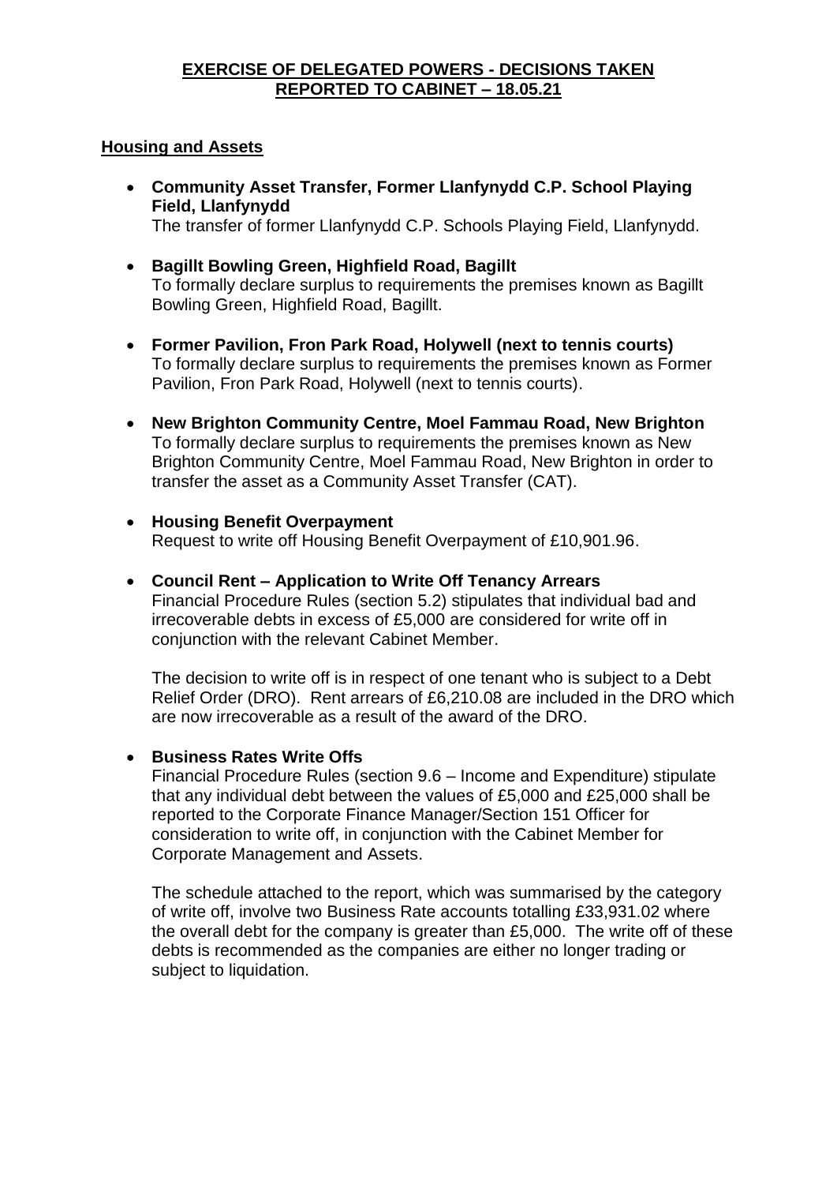**EXERCISE OF DELEGATED POWERS - DECISIONS TAKEN**
**REPORTED TO CABINET – 18.05.21**

**Housing and Assets**

- **Community Asset Transfer, Former Llanfynydd C.P. School Playing Field, Llanfynydd**
  The transfer of former Llanfynydd C.P. Schools Playing Field, Llanfynydd.

- **Bagillt Bowling Green, Highfield Road, Bagillt**
  To formally declare surplus to requirements the premises known as Bagillt Bowling Green, Highfield Road, Bagillt.

- **Former Pavilion, Fron Park Road, Holywell (next to tennis courts)**
  To formally declare surplus to requirements the premises known as Former Pavilion, Fron Park Road, Holywell (next to tennis courts).

- **New Brighton Community Centre, Moel Fammau Road, New Brighton**
  To formally declare surplus to requirements the premises known as New Brighton Community Centre, Moel Fammau Road, New Brighton in order to transfer the asset as a Community Asset Transfer (CAT).

- **Housing Benefit Overpayment**
  Request to write off Housing Benefit Overpayment of £10,901.96.

- **Council Rent – Application to Write Off Tenancy Arrears**
  Financial Procedure Rules (section 5.2) stipulates that individual bad and irrecoverable debts in excess of £5,000 are considered for write off in conjunction with the relevant Cabinet Member.

  The decision to write off is in respect of one tenant who is subject to a Debt Relief Order (DRO). Rent arrears of £6,210.08 are included in the DRO which are now irrecoverable as a result of the award of the DRO.

- **Business Rates Write Offs**
  Financial Procedure Rules (section 9.6 – Income and Expenditure) stipulate that any individual debt between the values of £5,000 and £25,000 shall be reported to the Corporate Finance Manager/Section 151 Officer for consideration to write off, in conjunction with the Cabinet Member for Corporate Management and Assets.

  The schedule attached to the report, which was summarised by the category of write off, involve two Business Rate accounts totalling £33,931.02 where the overall debt for the company is greater than £5,000. The write off of these debts is recommended as the companies are either no longer trading or subject to liquidation.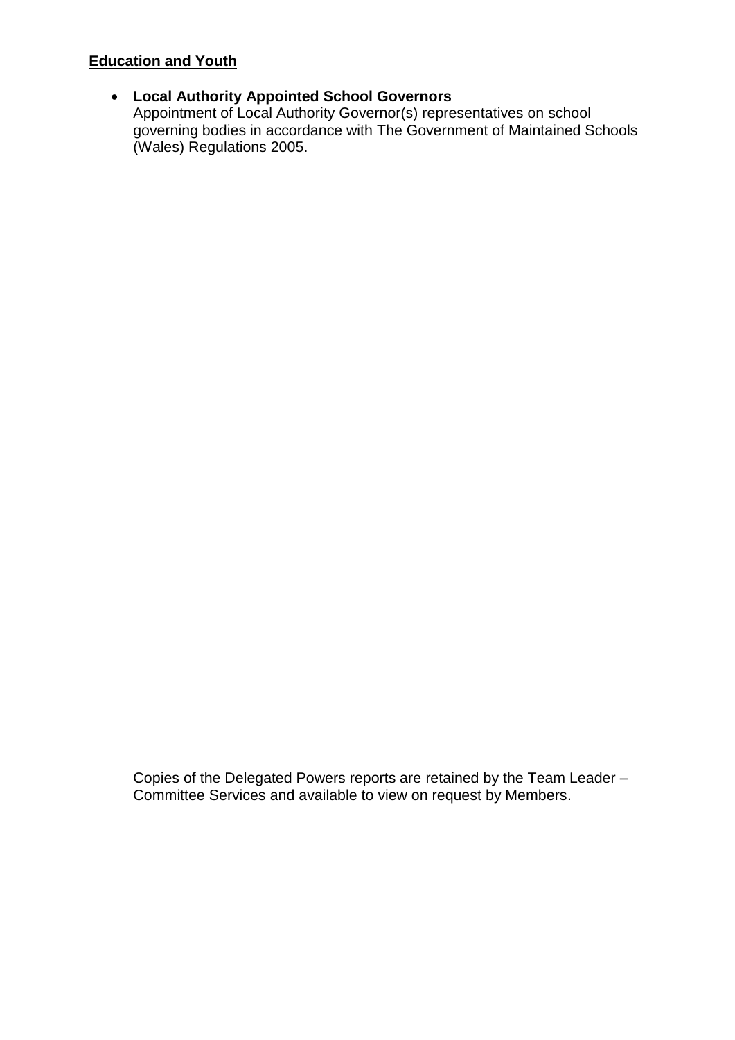## Education and Youth

- **Local Authority Appointed School Governors**
  Appointment of Local Authority Governor(s) representatives on school governing bodies in accordance with The Government of Maintained Schools (Wales) Regulations 2005.

Copies of the Delegated Powers reports are retained by the Team Leader – Committee Services and available to view on request by Members.